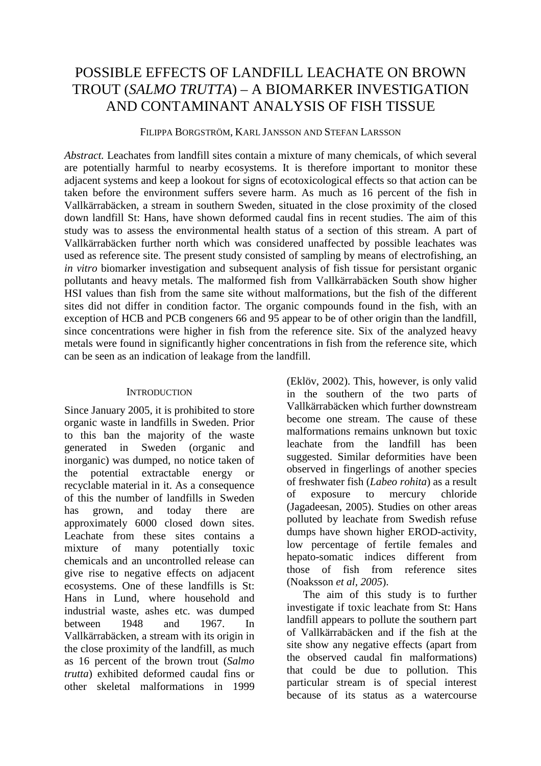# POSSIBLE EFFECTS OF LANDFILL LEACHATE ON BROWN TROUT (*SALMO TRUTTA*) – A BIOMARKER INVESTIGATION AND CONTAMINANT ANALYSIS OF FISH TISSUE

FILIPPA BORGSTRÖM, KARL JANSSON AND STEFAN LARSSON

*Abstract.* Leachates from landfill sites contain a mixture of many chemicals, of which several are potentially harmful to nearby ecosystems. It is therefore important to monitor these adjacent systems and keep a lookout for signs of ecotoxicological effects so that action can be taken before the environment suffers severe harm. As much as 16 percent of the fish in Vallkärrabäcken, a stream in southern Sweden, situated in the close proximity of the closed down landfill St: Hans, have shown deformed caudal fins in recent studies. The aim of this study was to assess the environmental health status of a section of this stream. A part of Vallkärrabäcken further north which was considered unaffected by possible leachates was used as reference site. The present study consisted of sampling by means of electrofishing, an *in vitro* biomarker investigation and subsequent analysis of fish tissue for persistant organic pollutants and heavy metals. The malformed fish from Vallkärrabäcken South show higher HSI values than fish from the same site without malformations, but the fish of the different sites did not differ in condition factor. The organic compounds found in the fish, with an exception of HCB and PCB congeners 66 and 95 appear to be of other origin than the landfill, since concentrations were higher in fish from the reference site. Six of the analyzed heavy metals were found in significantly higher concentrations in fish from the reference site, which can be seen as an indication of leakage from the landfill.

## INTRODUCTION

Since January 2005, it is prohibited to store organic waste in landfills in Sweden. Prior to this ban the majority of the waste generated in Sweden (organic and inorganic) was dumped, no notice taken of the potential extractable energy or recyclable material in it. As a consequence of this the number of landfills in Sweden has grown, and today there are approximately 6000 closed down sites. Leachate from these sites contains a mixture of many potentially toxic chemicals and an uncontrolled release can give rise to negative effects on adjacent ecosystems. One of these landfills is St: Hans in Lund, where household and industrial waste, ashes etc. was dumped between 1948 and 1967. In Vallkärrabäcken, a stream with its origin in the close proximity of the landfill, as much as 16 percent of the brown trout (*Salmo trutta*) exhibited deformed caudal fins or other skeletal malformations in 1999 (Eklöv, 2002). This, however, is only valid in the southern of the two parts of Vallkärrabäcken which further downstream become one stream. The cause of these malformations remains unknown but toxic leachate from the landfill has been suggested. Similar deformities have been observed in fingerlings of another species of freshwater fish (*Labeo rohita*) as a result of exposure to mercury chloride (Jagadeesan, 2005). Studies on other areas polluted by leachate from Swedish refuse dumps have shown higher EROD-activity, low percentage of fertile females and hepato-somatic indices different from those of fish from reference sites (Noaksson *et al, 2005*).

The aim of this study is to further investigate if toxic leachate from St: Hans landfill appears to pollute the southern part of Vallkärrabäcken and if the fish at the site show any negative effects (apart from the observed caudal fin malformations) that could be due to pollution. This particular stream is of special interest because of its status as a watercourse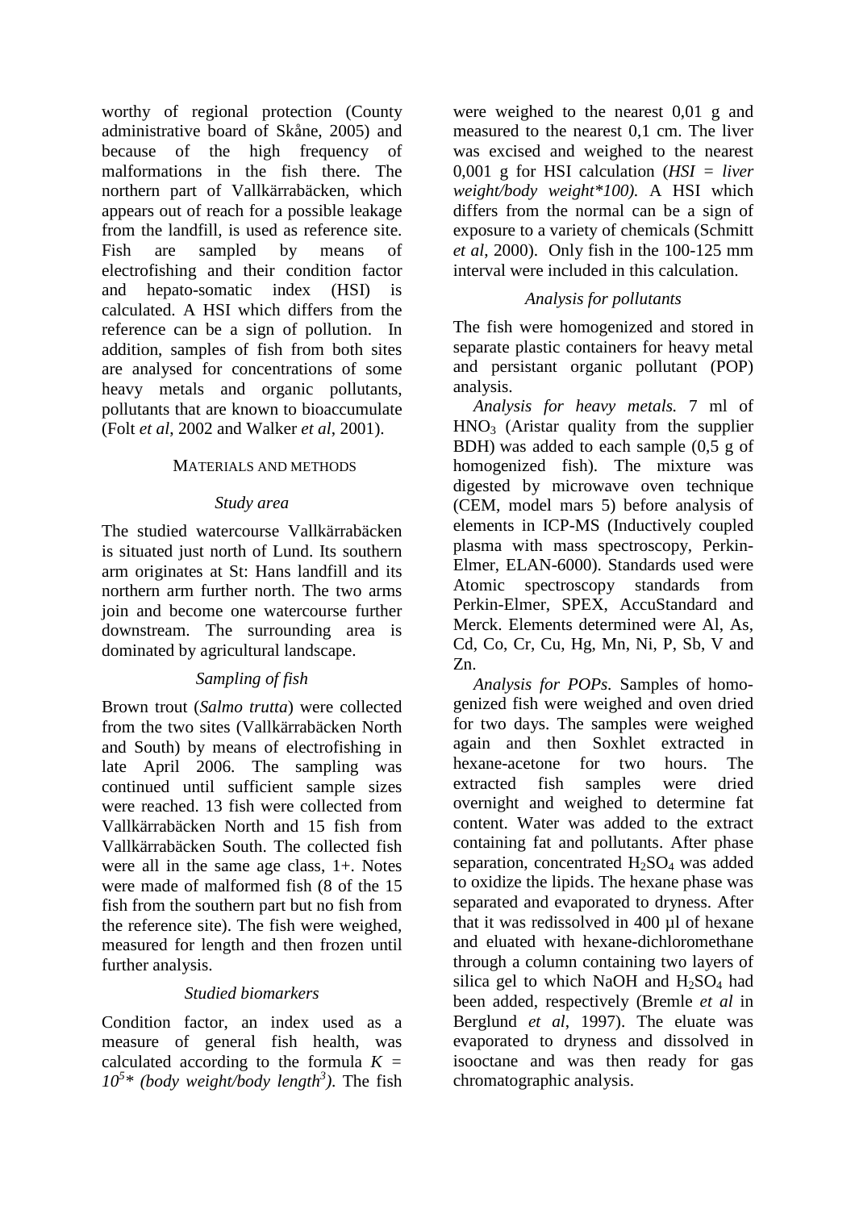worthy of regional protection (County administrative board of Skåne, 2005) and because of the high frequency of malformations in the fish there. The northern part of Vallkärrabäcken, which appears out of reach for a possible leakage from the landfill, is used as reference site. Fish are sampled by means of electrofishing and their condition factor and hepato-somatic index (HSI) is calculated. A HSI which differs from the reference can be a sign of pollution. In addition, samples of fish from both sites are analysed for concentrations of some heavy metals and organic pollutants, pollutants that are known to bioaccumulate (Folt *et al*, 2002 and Walker *et al*, 2001).

## MATERIALS AND METHODS

### *Study area*

The studied watercourse Vallkärrabäcken is situated just north of Lund. Its southern arm originates at St: Hans landfill and its northern arm further north. The two arms join and become one watercourse further downstream. The surrounding area is dominated by agricultural landscape.

### *Sampling of fish*

Brown trout (*Salmo trutta*) were collected from the two sites (Vallkärrabäcken North and South) by means of electrofishing in late April 2006. The sampling was continued until sufficient sample sizes were reached. 13 fish were collected from Vallkärrabäcken North and 15 fish from Vallkärrabäcken South. The collected fish were all in the same age class, 1+. Notes were made of malformed fish (8 of the 15 fish from the southern part but no fish from the reference site). The fish were weighed, measured for length and then frozen until further analysis.

### *Studied biomarkers*

Condition factor, an index used as a measure of general fish health, was calculated according to the formula $K = 10^5 * (\text{body weight}/\text{body length}^3)$. The fish were weighed to the nearest 0,01 g and measured to the nearest 0,1 cm. The liver was excised and weighed to the nearest 0,001 g for HSI calculation ($HSI = \text{liver weight}/\text{body weight} * 100$). A HSI which differs from the normal can be a sign of exposure to a variety of chemicals (Schmitt *et al*, 2000). Only fish in the 100-125 mm interval were included in this calculation.

### *Analysis for pollutants*

The fish were homogenized and stored in separate plastic containers for heavy metal and persistant organic pollutant (POP) analysis.

*Analysis for heavy metals.* 7 ml of $HNO_3$ (Aristar quality from the supplier BDH) was added to each sample (0,5 g of homogenized fish). The mixture was digested by microwave oven technique (CEM, model mars 5) before analysis of elements in ICP-MS (Inductively coupled plasma with mass spectroscopy, Perkin-Elmer, ELAN-6000). Standards used were Atomic spectroscopy standards from Perkin-Elmer, SPEX, AccuStandard and Merck. Elements determined were Al, As, Cd, Co, Cr, Cu, Hg, Mn, Ni, P, Sb, V and Zn.

*Analysis for POPs.* Samples of homogenized fish were weighed and oven dried for two days. The samples were weighed again and then Soxhlet extracted in hexane-acetone for two hours. The extracted fish samples were dried overnight and weighed to determine fat content. Water was added to the extract containing fat and pollutants. After phase separation, concentrated $H_2SO_4$ was added to oxidize the lipids. The hexane phase was separated and evaporated to dryness. After that it was redissolved in 400 µl of hexane and eluated with hexane-dichloromethane through a column containing two layers of silica gel to which NaOH and $H_2SO_4$ had been added, respectively (Bremle *et al* in Berglund *et al*, 1997). The eluate was evaporated to dryness and dissolved in isooctane and was then ready for gas chromatographic analysis.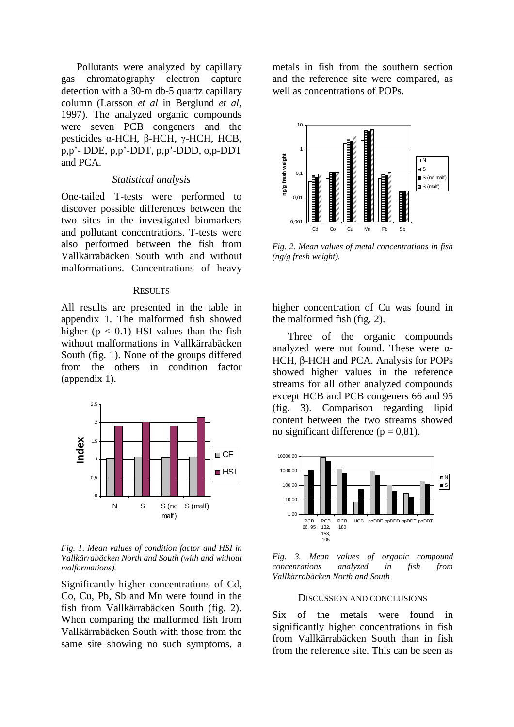Pollutants were analyzed by capillary gas chromatography electron capture detection with a 30-m db-5 quartz capillary column (Larsson *et al* in Berglund *et al*, 1997). The analyzed organic compounds were seven PCB congeners and the pesticides α-HCH, β-HCH, γ-HCH, HCB, p,p'- DDE, p,p'-DDT, p,p'-DDD, o,p-DDT and PCA.

### *Statistical analysis*

One-tailed T-tests were performed to discover possible differences between the two sites in the investigated biomarkers and pollutant concentrations. T-tests were also performed between the fish from Vallkärrabäcken South with and without malformations. Concentrations of heavy metals in fish from the southern section and the reference site were compared, as well as concentrations of POPs.

## RESULTS

All results are presented in the table in appendix 1. The malformed fish showed higher ($p < 0.1$) HSI values than the fish without malformations in Vallkärrabäcken South (fig. 1). None of the groups differed from the others in condition factor (appendix 1).

*Fig. 1. Mean values of condition factor and HSI in Vallkärrabäcken North and South (with and without malformations).*

Significantly higher concentrations of Cd, Co, Cu, Pb, Sb and Mn were found in the fish from Vallkärrabäcken South (fig. 2). When comparing the malformed fish from Vallkärrabäcken South with those from the same site showing no such symptoms, a higher concentration of Cu was found in the malformed fish (fig. 2).

*Fig. 2. Mean values of metal concentrations in fish (ng/g fresh weight).*

Three of the organic compounds analyzed were not found. These were α-HCH, β-HCH and PCA. Analysis for POPs showed higher values in the reference streams for all other analyzed compounds except HCB and PCB congeners 66 and 95 (fig. 3). Comparison regarding lipid content between the two streams showed no significant difference ($p = 0,81$).

*Fig. 3. Mean values of organic compound concenrations analyzed in fish from Vallkärrabäcken North and South*

## DISCUSSION AND CONCLUSIONS

Six of the metals were found in significantly higher concentrations in fish from Vallkärrabäcken South than in fish from the reference site. This can be seen as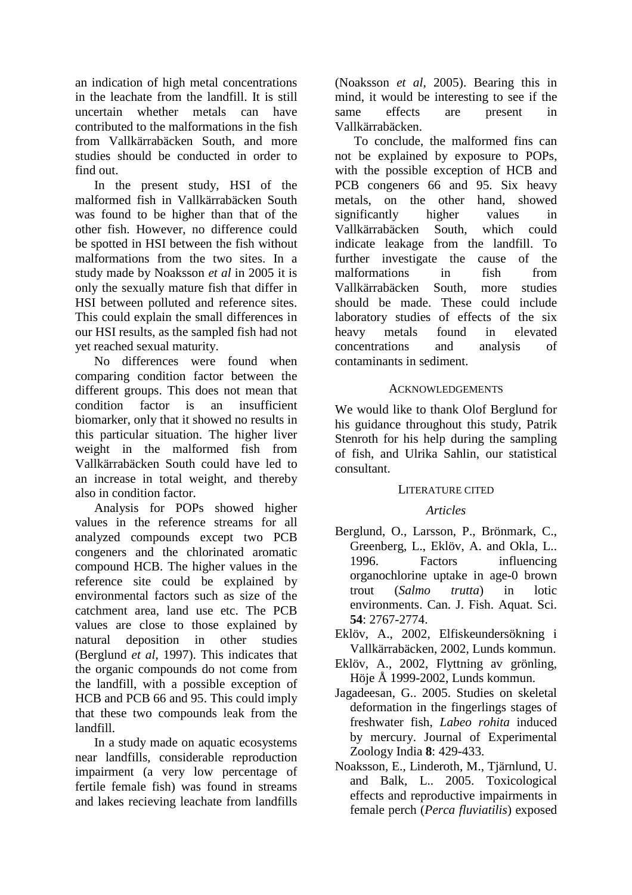an indication of high metal concentrations in the leachate from the landfill. It is still uncertain whether metals can have contributed to the malformations in the fish from Vallkärrabäcken South, and more studies should be conducted in order to find out.

In the present study, HSI of the malformed fish in Vallkärrabäcken South was found to be higher than that of the other fish. However, no difference could be spotted in HSI between the fish without malformations from the two sites. In a study made by Noaksson *et al* in 2005 it is only the sexually mature fish that differ in HSI between polluted and reference sites. This could explain the small differences in our HSI results, as the sampled fish had not yet reached sexual maturity.

No differences were found when comparing condition factor between the different groups. This does not mean that condition factor is an insufficient biomarker, only that it showed no results in this particular situation. The higher liver weight in the malformed fish from Vallkärrabäcken South could have led to an increase in total weight, and thereby also in condition factor.

Analysis for POPs showed higher values in the reference streams for all analyzed compounds except two PCB congeners and the chlorinated aromatic compound HCB. The higher values in the reference site could be explained by environmental factors such as size of the catchment area, land use etc. The PCB values are close to those explained by natural deposition in other studies (Berglund *et al*, 1997). This indicates that the organic compounds do not come from the landfill, with a possible exception of HCB and PCB 66 and 95. This could imply that these two compounds leak from the landfill.

In a study made on aquatic ecosystems near landfills, considerable reproduction impairment (a very low percentage of fertile female fish) was found in streams and lakes recieving leachate from landfills (Noaksson *et al,* 2005). Bearing this in mind, it would be interesting to see if the same effects are present in Vallkärrabäcken.

To conclude, the malformed fins can not be explained by exposure to POPs, with the possible exception of HCB and PCB congeners 66 and 95. Six heavy metals, on the other hand, showed significantly higher values in Vallkärrabäcken South, which could indicate leakage from the landfill. To further investigate the cause of the malformations in fish from Vallkärrabäcken South, more studies should be made. These could include laboratory studies of effects of the six heavy metals found in elevated concentrations and analysis of contaminants in sediment.

## ACKNOWLEDGEMENTS

We would like to thank Olof Berglund for his guidance throughout this study, Patrik Stenroth for his help during the sampling of fish, and Ulrika Sahlin, our statistical consultant.

## LITERATURE CITED

### *Articles*

Berglund, O., Larsson, P., Brönmark, C., Greenberg, L., Eklöv, A. and Okla, L.. 1996. Factors influencing organochlorine uptake in age-0 brown trout (*Salmo trutta*) in lotic environments. Can. J. Fish. Aquat. Sci. **54**: 2767-2774.

Eklöv, A., 2002, Elfiskeundersökning i Vallkärrabäcken, 2002, Lunds kommun.

Eklöv, A., 2002, Flyttning av grönling, Höje Å 1999-2002, Lunds kommun.

Jagadeesan, G.. 2005. Studies on skeletal deformation in the fingerlings stages of freshwater fish, *Labeo rohita* induced by mercury. Journal of Experimental Zoology India **8**: 429-433.

Noaksson, E., Linderoth, M., Tjärnlund, U. and Balk, L.. 2005. Toxicological effects and reproductive impairments in female perch (*Perca fluviatilis*) exposed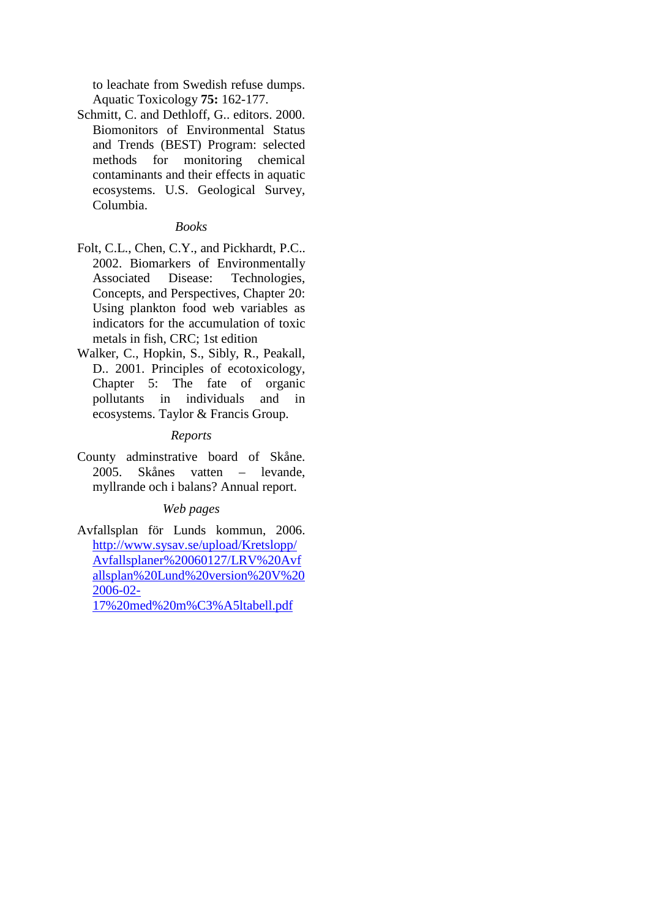to leachate from Swedish refuse dumps. Aquatic Toxicology **75:** 162-177.

Schmitt, C. and Dethloff, G.. editors. 2000. Biomonitors of Environmental Status and Trends (BEST) Program: selected methods for monitoring chemical contaminants and their effects in aquatic ecosystems. U.S. Geological Survey, Columbia.

*Books*

Folt, C.L., Chen, C.Y., and Pickhardt, P.C.. 2002. Biomarkers of Environmentally Associated Disease: Technologies, Concepts, and Perspectives, Chapter 20: Using plankton food web variables as indicators for the accumulation of toxic metals in fish, CRC; 1st edition

Walker, C., Hopkin, S., Sibly, R., Peakall, D.. 2001. Principles of ecotoxicology, Chapter 5: The fate of organic pollutants in individuals and in ecosystems. Taylor & Francis Group.

*Reports*

County adminstrative board of Skåne. 2005. Skånes vatten – levande, myllrande och i balans? Annual report.

*Web pages*

Avfallsplan för Lunds kommun, 2006. http://www.sysav.se/upload/Kretslopp/Avfallsplaner%20060127/LRV%20Avfallsplan%20Lund%20version%20V%202006-02-17%20med%20m%C3%A5ltabell.pdf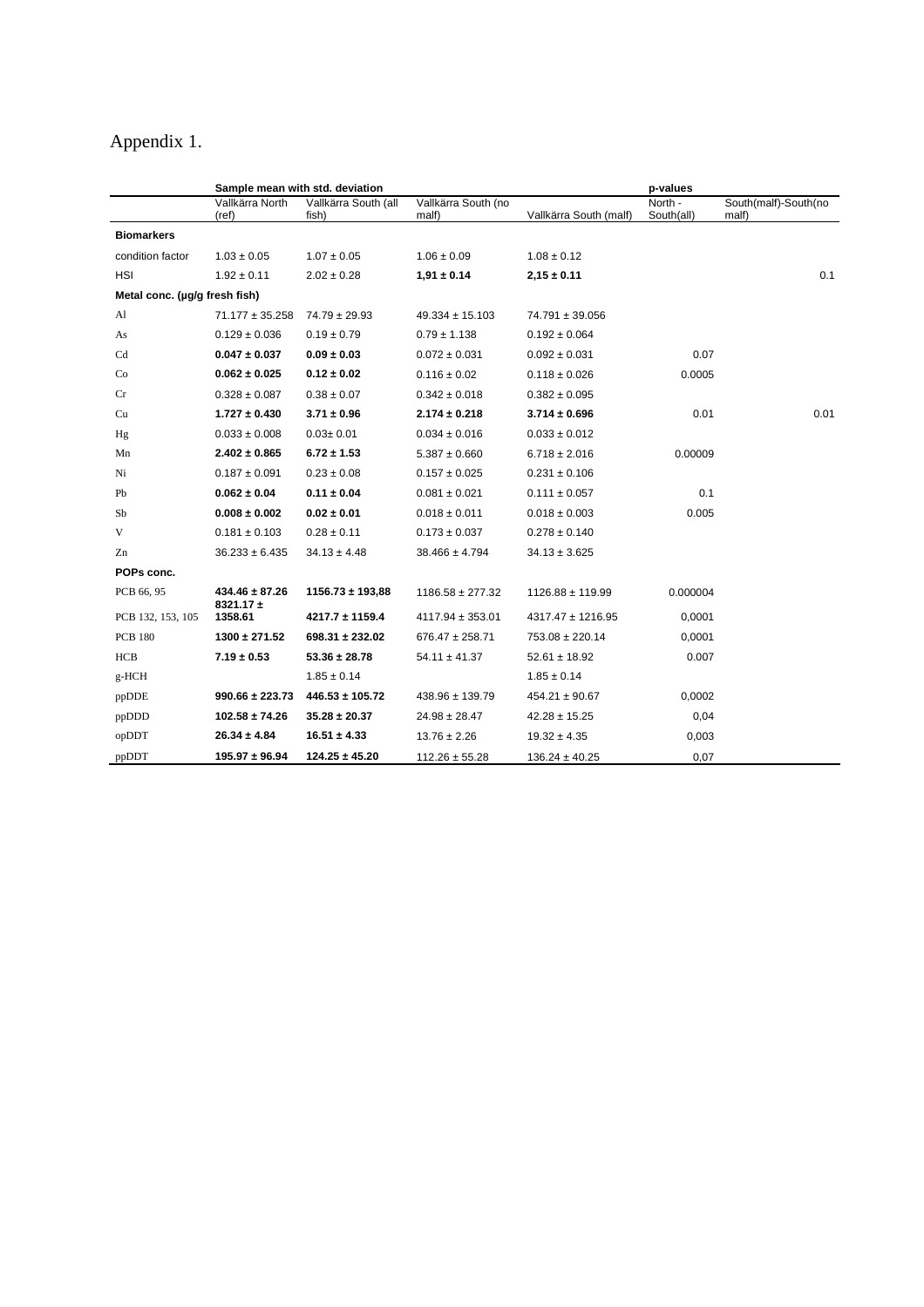Appendix 1.

| | Sample mean with std. deviation | | | | p-values | |
|---|---|---|---|---|---|---|
| | Vallkärra North (ref) | Vallkärra South (all fish) | Vallkärra South (no malf) | Vallkärra South (malf) | North - South(all) | South(malf)-South(no malf) |
| **Biomarkers** | | | | | | |
| condition factor | 1.03 ± 0.05 | 1.07 ± 0.05 | 1.06 ± 0.09 | 1.08 ± 0.12 | | |
| HSI | 1.92 ± 0.11 | 2.02 ± 0.28 | **1,91 ± 0.14** | **2,15 ± 0.11** | | 0.1 |
| **Metal conc. (µg/g fresh fish)** | | | | | | |
| Al | 71.177 ± 35.258 | 74.79 ± 29.93 | 49.334 ± 15.103 | 74.791 ± 39.056 | | |
| As | 0.129 ± 0.036 | 0.19 ± 0.79 | 0.79 ± 1.138 | 0.192 ± 0.064 | | |
| Cd | **0.047 ± 0.037** | **0.09 ± 0.03** | 0.072 ± 0.031 | 0.092 ± 0.031 | 0.07 | |
| Co | **0.062 ± 0.025** | **0.12 ± 0.02** | 0.116 ± 0.02 | 0.118 ± 0.026 | 0.0005 | |
| Cr | 0.328 ± 0.087 | 0.38 ± 0.07 | 0.342 ± 0.018 | 0.382 ± 0.095 | | |
| Cu | **1.727 ± 0.430** | **3.71 ± 0.96** | **2.174 ± 0.218** | **3.714 ± 0.696** | 0.01 | 0.01 |
| Hg | 0.033 ± 0.008 | 0.03± 0.01 | 0.034 ± 0.016 | 0.033 ± 0.012 | | |
| Mn | **2.402 ± 0.865** | **6.72 ± 1.53** | 5.387 ± 0.660 | 6.718 ± 2.016 | 0.00009 | |
| Ni | 0.187 ± 0.091 | 0.23 ± 0.08 | 0.157 ± 0.025 | 0.231 ± 0.106 | | |
| Pb | **0.062 ± 0.04** | **0.11 ± 0.04** | 0.081 ± 0.021 | 0.111 ± 0.057 | 0.1 | |
| Sb | **0.008 ± 0.002** | **0.02 ± 0.01** | 0.018 ± 0.011 | 0.018 ± 0.003 | 0.005 | |
| V | 0.181 ± 0.103 | 0.28 ± 0.11 | 0.173 ± 0.037 | 0.278 ± 0.140 | | |
| Zn | 36.233 ± 6.435 | 34.13 ± 4.48 | 38.466 ± 4.794 | 34.13 ± 3.625 | | |
| **POPs conc.** | | | | | | |
| PCB 66, 95 | **434.46 ± 87.26** | **1156.73 ± 193,88** | 1186.58 ± 277.32 | 1126.88 ± 119.99 | 0.000004 | |
| PCB 132, 153, 105 | **8321.17 ± 1358.61** | **4217.7 ± 1159.4** | 4117.94 ± 353.01 | 4317.47 ± 1216.95 | 0,0001 | |
| PCB 180 | **1300 ± 271.52** | **698.31 ± 232.02** | 676.47 ± 258.71 | 753.08 ± 220.14 | 0,0001 | |
| HCB | **7.19 ± 0.53** | **53.36 ± 28.78** | 54.11 ± 41.37 | 52.61 ± 18.92 | 0.007 | |
| g-HCH | | 1.85 ± 0.14 | | 1.85 ± 0.14 | | |
| ppDDE | **990.66 ± 223.73** | **446.53 ± 105.72** | 438.96 ± 139.79 | 454.21 ± 90.67 | 0,0002 | |
| ppDDD | **102.58 ± 74.26** | **35.28 ± 20.37** | 24.98 ± 28.47 | 42.28 ± 15.25 | 0,04 | |
| opDDT | **26.34 ± 4.84** | **16.51 ± 4.33** | 13.76 ± 2.26 | 19.32 ± 4.35 | 0,003 | |
| ppDDT | **195.97 ± 96.94** | **124.25 ± 45.20** | 112.26 ± 55.28 | 136.24 ± 40.25 | 0,07 | |